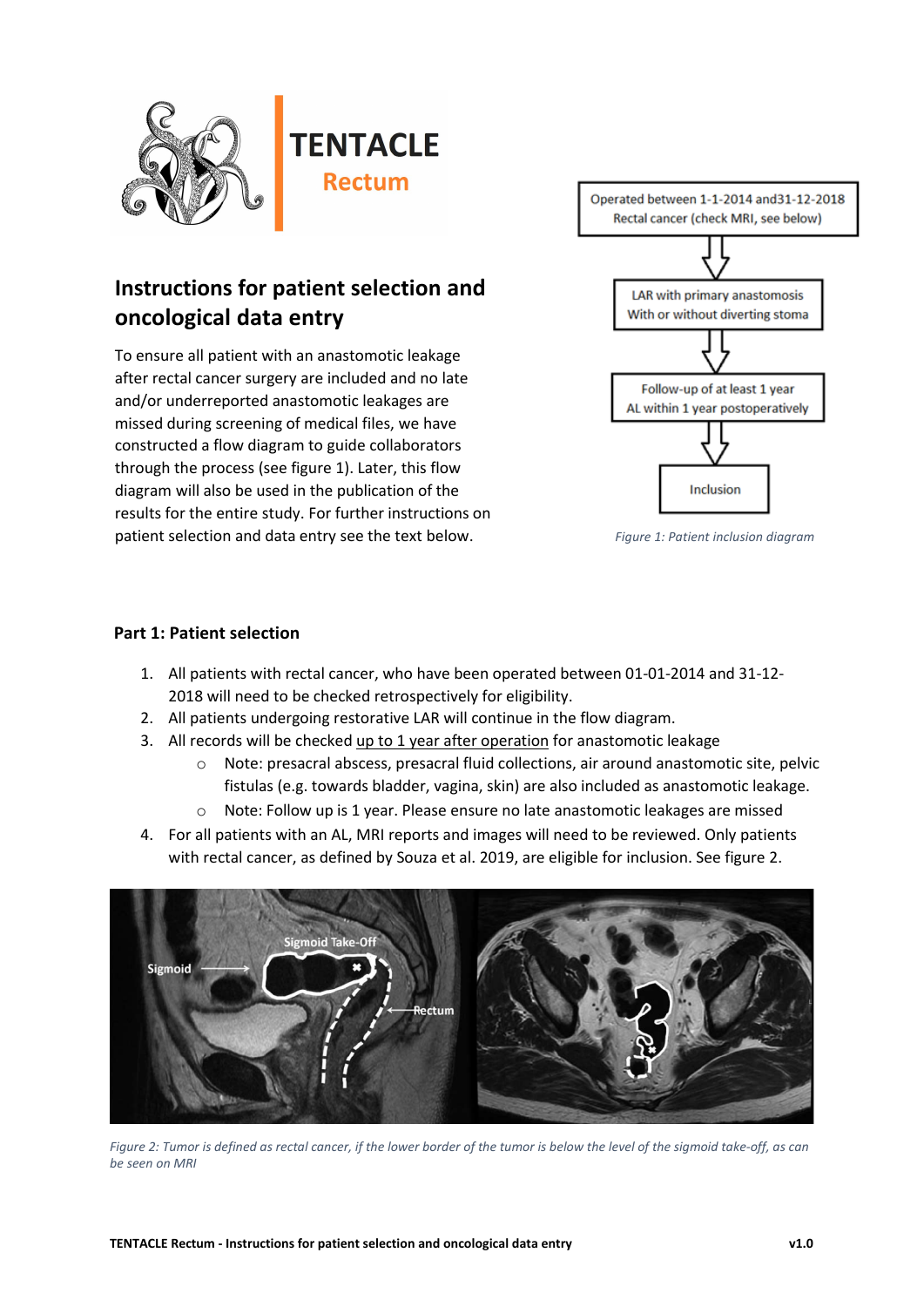# TENTACLE Rectum

## Instructions for patient selection and oncological data entry

To ensure all patient with an anastomotic leakage after rectal cancer surgery are included and no late and/or underreported anastomotic leakages are missed during screening of medical files, we have constructed a flow diagram to guide collaborators through the process (see figure 1). Later, this flow diagram will also be used in the publication of the results for the entire study. For further instructions on patient selection and data entry see the text below.

Operated between 1-1-2014 and31-12-2018
Rectal cancer (check MRI, see below)

↓

LAR with primary anastomosis
With or without diverting stoma

↓

Follow-up of at least 1 year
AL within 1 year postoperatively

↓

Inclusion

*Figure 1: Patient inclusion diagram*

### Part 1: Patient selection

1. All patients with rectal cancer, who have been operated between 01-01-2014 and 31-12-2018 will need to be checked retrospectively for eligibility.
2. All patients undergoing restorative LAR will continue in the flow diagram.
3. All records will be checked up to 1 year after operation for anastomotic leakage
   - Note: presacral abscess, presacral fluid collections, air around anastomotic site, pelvic fistulas (e.g. towards bladder, vagina, skin) are also included as anastomotic leakage.
   - Note: Follow up is 1 year. Please ensure no late anastomotic leakages are missed
4. For all patients with an AL, MRI reports and images will need to be reviewed. Only patients with rectal cancer, as defined by Souza et al. 2019, are eligible for inclusion. See figure 2.

*Figure 2: Tumor is defined as rectal cancer, if the lower border of the tumor is below the level of the sigmoid take-off, as can be seen on MRI*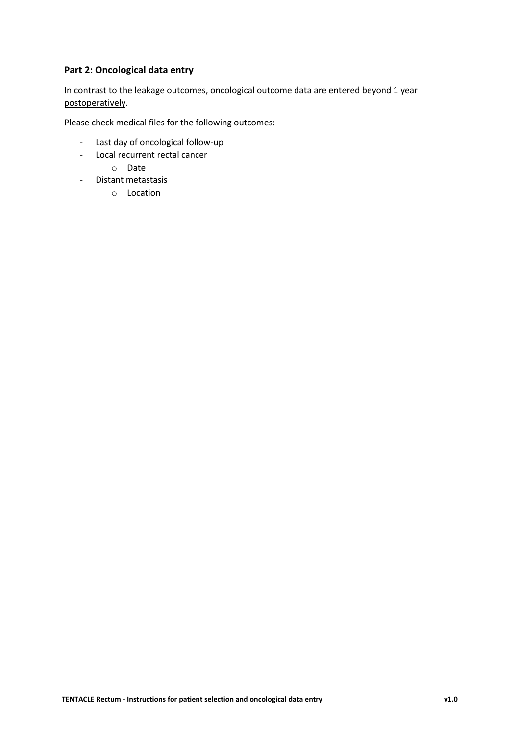## Part 2: Oncological data entry

In contrast to the leakage outcomes, oncological outcome data are entered <u>beyond 1 year postoperatively</u>.

Please check medical files for the following outcomes:

- Last day of oncological follow-up
- Local recurrent rectal cancer
  - Date
- Distant metastasis
  - Location